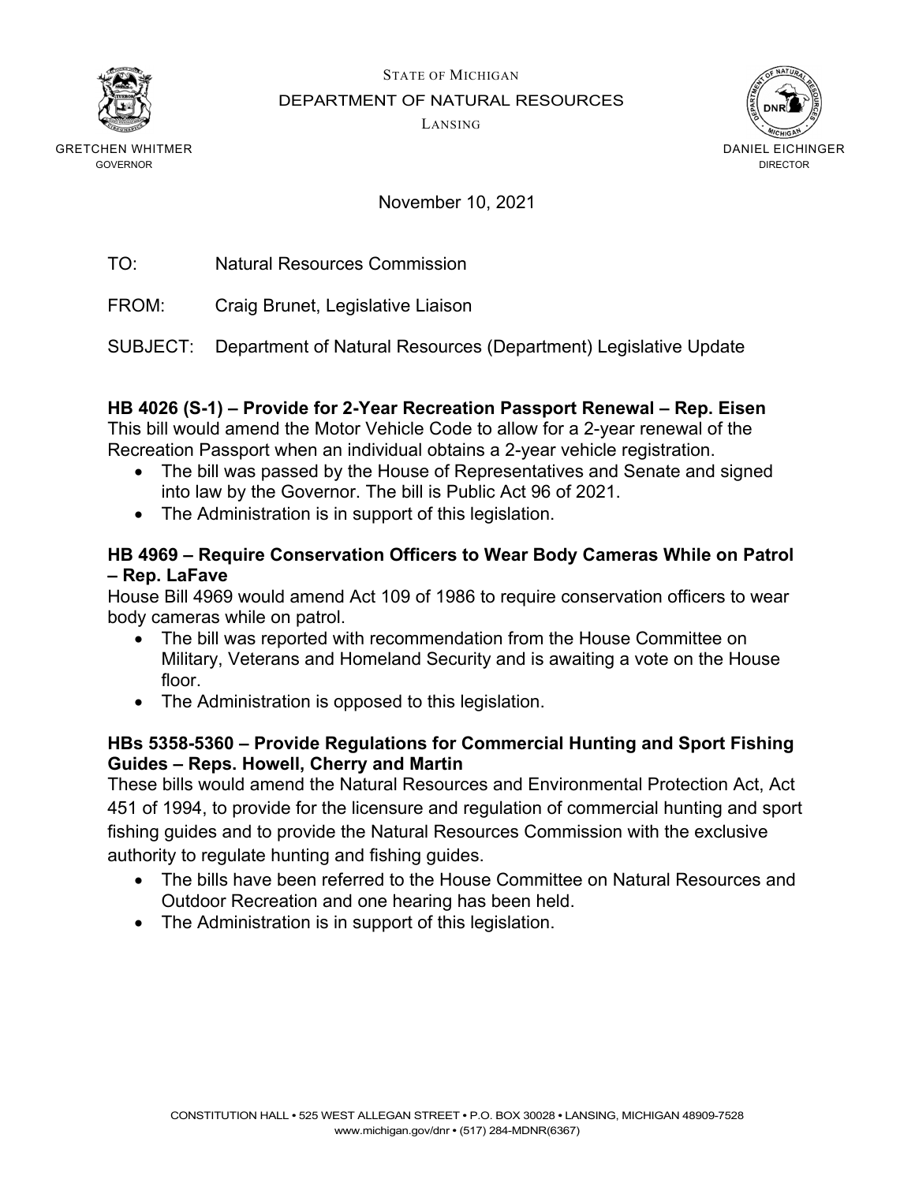STATE OF MICHIGAN

DEPARTMENT OF NATURAL RESOURCES

LANSING

GRETCHEN WHITMER
GOVERNOR

DANIEL EICHINGER
DIRECTOR

November 10, 2021

TO: Natural Resources Commission

FROM: Craig Brunet, Legislative Liaison

SUBJECT: Department of Natural Resources (Department) Legislative Update

**HB 4026 (S-1) – Provide for 2-Year Recreation Passport Renewal – Rep. Eisen**

This bill would amend the Motor Vehicle Code to allow for a 2-year renewal of the Recreation Passport when an individual obtains a 2-year vehicle registration.

- The bill was passed by the House of Representatives and Senate and signed into law by the Governor. The bill is Public Act 96 of 2021.
- The Administration is in support of this legislation.

**HB 4969 – Require Conservation Officers to Wear Body Cameras While on Patrol – Rep. LaFave**

House Bill 4969 would amend Act 109 of 1986 to require conservation officers to wear body cameras while on patrol.

- The bill was reported with recommendation from the House Committee on Military, Veterans and Homeland Security and is awaiting a vote on the House floor.
- The Administration is opposed to this legislation.

**HBs 5358-5360 – Provide Regulations for Commercial Hunting and Sport Fishing Guides – Reps. Howell, Cherry and Martin**

These bills would amend the Natural Resources and Environmental Protection Act, Act 451 of 1994, to provide for the licensure and regulation of commercial hunting and sport fishing guides and to provide the Natural Resources Commission with the exclusive authority to regulate hunting and fishing guides.

- The bills have been referred to the House Committee on Natural Resources and Outdoor Recreation and one hearing has been held.
- The Administration is in support of this legislation.

CONSTITUTION HALL • 525 WEST ALLEGAN STREET • P.O. BOX 30028 • LANSING, MICHIGAN 48909-7528
www.michigan.gov/dnr • (517) 284-MDNR(6367)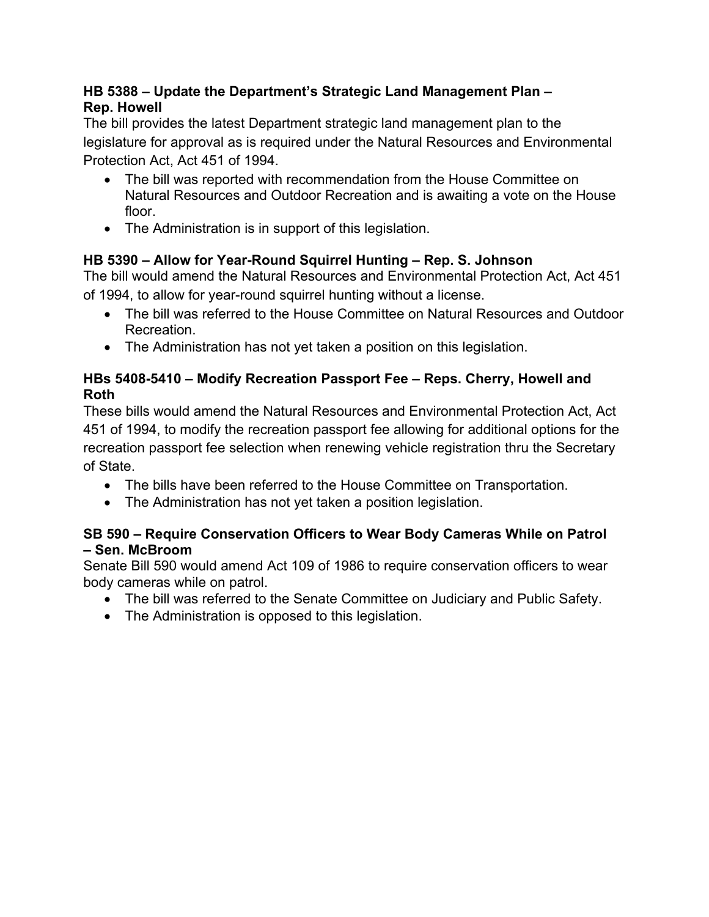**HB 5388 – Update the Department's Strategic Land Management Plan – Rep. Howell**

The bill provides the latest Department strategic land management plan to the legislature for approval as is required under the Natural Resources and Environmental Protection Act, Act 451 of 1994.

- The bill was reported with recommendation from the House Committee on Natural Resources and Outdoor Recreation and is awaiting a vote on the House floor.
- The Administration is in support of this legislation.

**HB 5390 – Allow for Year-Round Squirrel Hunting – Rep. S. Johnson**

The bill would amend the Natural Resources and Environmental Protection Act, Act 451 of 1994, to allow for year-round squirrel hunting without a license.

- The bill was referred to the House Committee on Natural Resources and Outdoor Recreation.
- The Administration has not yet taken a position on this legislation.

**HBs 5408-5410 – Modify Recreation Passport Fee – Reps. Cherry, Howell and Roth**

These bills would amend the Natural Resources and Environmental Protection Act, Act 451 of 1994, to modify the recreation passport fee allowing for additional options for the recreation passport fee selection when renewing vehicle registration thru the Secretary of State.

- The bills have been referred to the House Committee on Transportation.
- The Administration has not yet taken a position legislation.

**SB 590 – Require Conservation Officers to Wear Body Cameras While on Patrol – Sen. McBroom**

Senate Bill 590 would amend Act 109 of 1986 to require conservation officers to wear body cameras while on patrol.

- The bill was referred to the Senate Committee on Judiciary and Public Safety.
- The Administration is opposed to this legislation.